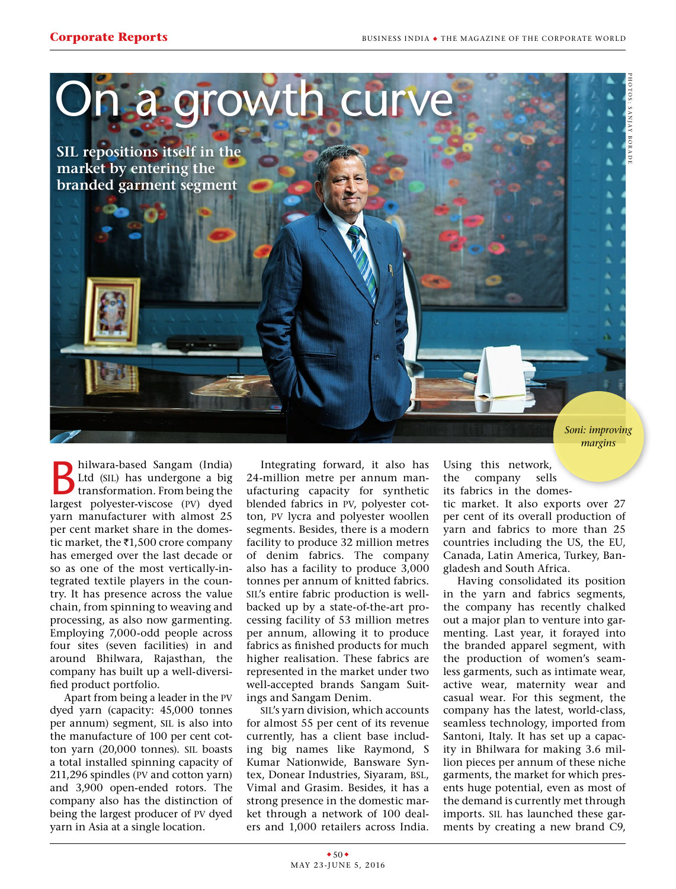# On a growth curve

**SIL repositions itself in the market by entering the branded garment segment**

*Soni: improving margins*

Bhilwara-based Sangam (India) Ltd (SIL) has undergone a big transformation. From being the largest polyester-viscose (PV) dyed yarn manufacturer with almost 25 per cent market share in the domestic market, the ₹1,500 crore company has emerged over the last decade or so as one of the most vertically-integrated textile players in the country. It has presence across the value chain, from spinning to weaving and processing, as also now garmenting. Employing 7,000-odd people across four sites (seven facilities) in and around Bhilwara, Rajasthan, the company has built up a well-diversified product portfolio.

Apart from being a leader in the PV dyed yarn (capacity: 45,000 tonnes per annum) segment, SIL is also into the manufacture of 100 per cent cotton yarn (20,000 tonnes). SIL boasts a total installed spinning capacity of 211,296 spindles (PV and cotton yarn) and 3,900 open-ended rotors. The company also has the distinction of being the largest producer of PV dyed yarn in Asia at a single location.

Integrating forward, it also has 24-million metre per annum manufacturing capacity for synthetic blended fabrics in PV, polyester cotton, PV lycra and polyester woollen segments. Besides, there is a modern facility to produce 32 million metres of denim fabrics. The company also has a facility to produce 3,000 tonnes per annum of knitted fabrics. SIL's entire fabric production is well-backed up by a state-of-the-art processing facility of 53 million metres per annum, allowing it to produce fabrics as finished products for much higher realisation. These fabrics are represented in the market under two well-accepted brands Sangam Suitings and Sangam Denim.

SIL's yarn division, which accounts for almost 55 per cent of its revenue currently, has a client base including big names like Raymond, S Kumar Nationwide, Banswara Syntex, Donear Industries, Siyaram, BSL, Vimal and Grasim. Besides, it has a strong presence in the domestic market through a network of 100 dealers and 1,000 retailers across India. Using this network, the company sells its fabrics in the domestic market. It also exports over 27 per cent of its overall production of yarn and fabrics to more than 25 countries including the US, the EU, Canada, Latin America, Turkey, Bangladesh and South Africa.

Having consolidated its position in the yarn and fabrics segments, the company has recently chalked out a major plan to venture into garmenting. Last year, it forayed into the branded apparel segment, with the production of women's seamless garments, such as intimate wear, active wear, maternity wear and casual wear. For this segment, the company has the latest, world-class, seamless technology, imported from Santoni, Italy. It has set up a capacity in Bhilwara for making 3.6 million pieces per annum of these niche garments, the market for which presents huge potential, even as most of the demand is currently met through imports. SIL has launched these garments by creating a new brand C9,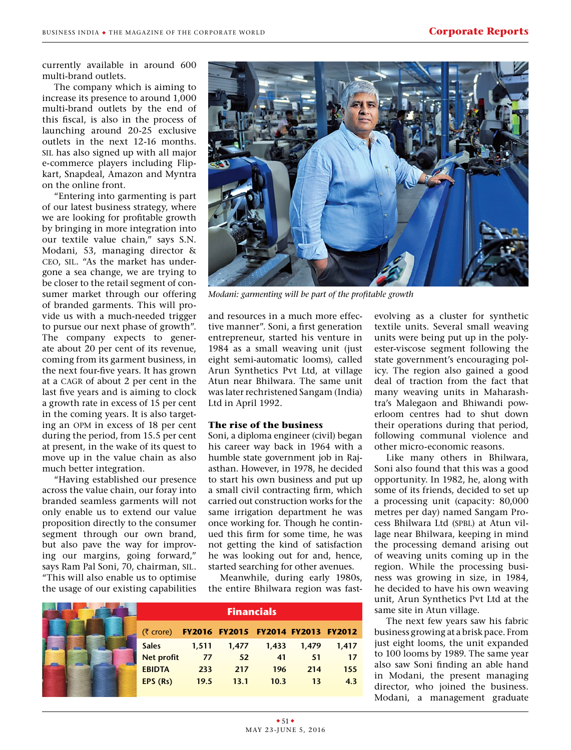currently available in around 600 multi-brand outlets.

The company which is aiming to increase its presence to around 1,000 multi-brand outlets by the end of this fiscal, is also in the process of launching around 20-25 exclusive outlets in the next 12-16 months. SIL has also signed up with all major e-commerce players including Flipkart, Snapdeal, Amazon and Myntra on the online front.

"Entering into garmenting is part of our latest business strategy, where we are looking for profitable growth by bringing in more integration into our textile value chain," says S.N. Modani, 53, managing director & CEO, SIL. "As the market has undergone a sea change, we are trying to be closer to the retail segment of consumer market through our offering of branded garments. This will provide us with a much-needed trigger to pursue our next phase of growth". The company expects to generate about 20 per cent of its revenue, coming from its garment business, in the next four-five years. It has grown at a CAGR of about 2 per cent in the last five years and is aiming to clock a growth rate in excess of 15 per cent in the coming years. It is also targeting an OPM in excess of 18 per cent during the period, from 15.5 per cent at present, in the wake of its quest to move up in the value chain as also much better integration.

"Having established our presence across the value chain, our foray into branded seamless garments will not only enable us to extend our value proposition directly to the consumer segment through our own brand, but also pave the way for improving our margins, going forward," says Ram Pal Soni, 70, chairman, SIL. "This will also enable us to optimise the usage of our existing capabilities and resources in a much more effective manner". Soni, a first generation entrepreneur, started his venture in 1984 as a small weaving unit (just eight semi-automatic looms), called Arun Synthetics Pvt Ltd, at village Atun near Bhilwara. The same unit was later rechristened Sangam (India) Ltd in April 1992.

*Modani: garmenting will be part of the profitable growth*

### The rise of the business

Soni, a diploma engineer (civil) began his career way back in 1964 with a humble state government job in Rajasthan. However, in 1978, he decided to start his own business and put up a small civil contracting firm, which carried out construction works for the same irrigation department he was once working for. Though he continued this firm for some time, he was not getting the kind of satisfaction he was looking out for and, hence, started searching for other avenues.

Meanwhile, during early 1980s, the entire Bhilwara region was fast-evolving as a cluster for synthetic textile units. Several small weaving units were being put up in the polyester-viscose segment following the state government's encouraging policy. The region also gained a good deal of traction from the fact that many weaving units in Maharashtra's Malegaon and Bhiwandi powerloom centres had to shut down their operations during that period, following communal violence and other micro-economic reasons.

Like many others in Bhilwara, Soni also found that this was a good opportunity. In 1982, he, along with some of its friends, decided to set up a processing unit (capacity: 80,000 metres per day) named Sangam Process Bhilwara Ltd (SPBL) at Atun village near Bhilwara, keeping in mind the processing demand arising out of weaving units coming up in the region. While the processing business was growing in size, in 1984, he decided to have his own weaving unit, Arun Synthetics Pvt Ltd at the same site in Atun village.

The next few years saw his fabric business growing at a brisk pace. From just eight looms, the unit expanded to 100 looms by 1989. The same year also saw Soni finding an able hand in Modani, the present managing director, who joined the business. Modani, a management graduate

**Financials**

| (₹ crore) | FY2016 | FY2015 | FY2014 | FY2013 | FY2012 |
|---|---|---|---|---|---|
| Sales | 1,511 | 1,477 | 1,433 | 1,479 | 1,417 |
| Net profit | 77 | 52 | 41 | 51 | 17 |
| EBIDTA | 233 | 217 | 196 | 214 | 155 |
| EPS (Rs) | 19.5 | 13.1 | 10.3 | 13 | 4.3 |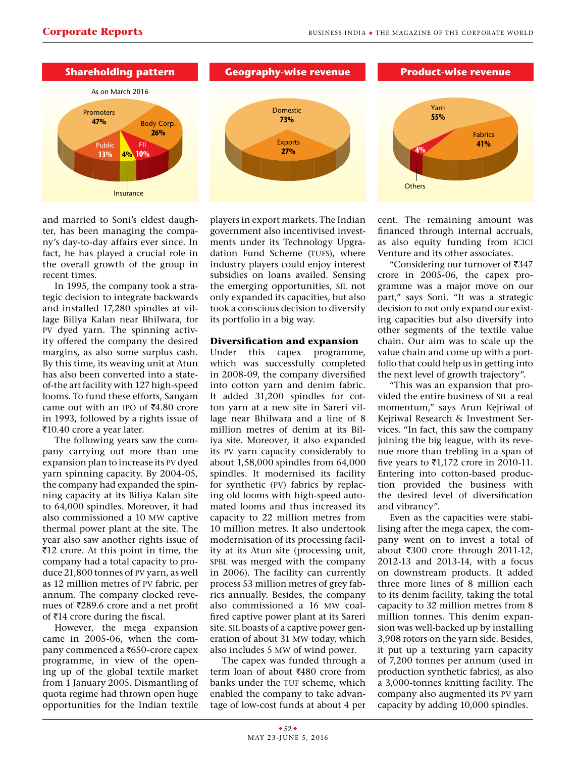### Shareholding pattern

As on March 2016

| Category | Share |
|---|---|
| Promoters | 47% |
| Body Corp. | 26% |
| Public | 13% |
| FII | 10% |
| Insurance | 4% |

### Geography-wise revenue

| Category | Share |
|---|---|
| Domestic | 73% |
| Exports | 27% |

### Product-wise revenue

| Category | Share |
|---|---|
| Yarn | 55% |
| Fabrics | 41% |
| Others | 4% |

and married to Soni's eldest daughter, has been managing the company's day-to-day affairs ever since. In fact, he has played a crucial role in the overall growth of the group in recent times.

In 1995, the company took a strategic decision to integrate backwards and installed 17,280 spindles at village Biliya Kalan near Bhilwara, for PV dyed yarn. The spinning activity offered the company the desired margins, as also some surplus cash. By this time, its weaving unit at Atun has also been converted into a state-of-the art facility with 127 high-speed looms. To fund these efforts, Sangam came out with an IPO of ₹4.80 crore in 1993, followed by a rights issue of ₹10.40 crore a year later.

The following years saw the company carrying out more than one expansion plan to increase its PV dyed yarn spinning capacity. By 2004-05, the company had expanded the spinning capacity at its Biliya Kalan site to 64,000 spindles. Moreover, it had also commissioned a 10 MW captive thermal power plant at the site. The year also saw another rights issue of ₹12 crore. At this point in time, the company had a total capacity to produce 21,800 tonnes of PV yarn, as well as 12 million metres of PV fabric, per annum. The company clocked revenues of ₹289.6 crore and a net profit of ₹14 crore during the fiscal.

However, the mega expansion came in 2005-06, when the company commenced a ₹650-crore capex programme, in view of the opening up of the global textile market from 1 January 2005. Dismantling of quota regime had thrown open huge opportunities for the Indian textile players in export markets. The Indian government also incentivised investments under its Technology Upgradation Fund Scheme (TUFS), where industry players could enjoy interest subsidies on loans availed. Sensing the emerging opportunities, SIL not only expanded its capacities, but also took a conscious decision to diversify its portfolio in a big way.

**Diversification and expansion**

Under this capex programme, which was successfully completed in 2008-09, the company diversified into cotton yarn and denim fabric. It added 31,200 spindles for cotton yarn at a new site in Sareri village near Bhilwara and a line of 8 million metres of denim at its Biliya site. Moreover, it also expanded its PV yarn capacity considerably to about 1,58,000 spindles from 64,000 spindles. It modernised its facility for synthetic (PV) fabrics by replacing old looms with high-speed automated looms and thus increased its capacity to 22 million metres from 10 million metres. It also undertook modernisation of its processing facility at its Atun site (processing unit, SPBL was merged with the company in 2006). The facility can currently process 53 million metres of grey fabrics annually. Besides, the company also commissioned a 16 MW coal-fired captive power plant at its Sareri site. SIL boasts of a captive power generation of about 31 MW today, which also includes 5 MW of wind power.

The capex was funded through a term loan of about ₹480 crore from banks under the TUF scheme, which enabled the company to take advantage of low-cost funds at about 4 per cent. The remaining amount was financed through internal accruals, as also equity funding from ICICI Venture and its other associates.

"Considering our turnover of ₹347 crore in 2005-06, the capex programme was a major move on our part," says Soni. "It was a strategic decision to not only expand our existing capacities but also diversify into other segments of the textile value chain. Our aim was to scale up the value chain and come up with a portfolio that could help us in getting into the next level of growth trajectory".

"This was an expansion that provided the entire business of SIL a real momentum," says Arun Kejriwal of Kejriwal Research & Investment Services. "In fact, this saw the company joining the big league, with its revenue more than trebling in a span of five years to ₹1,172 crore in 2010-11. Entering into cotton-based production provided the business with the desired level of diversification and vibrancy".

Even as the capacities were stabilising after the mega capex, the company went on to invest a total of about ₹300 crore through 2011-12, 2012-13 and 2013-14, with a focus on downstream products. It added three more lines of 8 million each to its denim facility, taking the total capacity to 32 million metres from 8 million tonnes. This denim expansion was well-backed up by installing 3,908 rotors on the yarn side. Besides, it put up a texturing yarn capacity of 7,200 tonnes per annum (used in production synthetic fabrics), as also a 3,000-tonnes knitting facility. The company also augmented its PV yarn capacity by adding 10,000 spindles.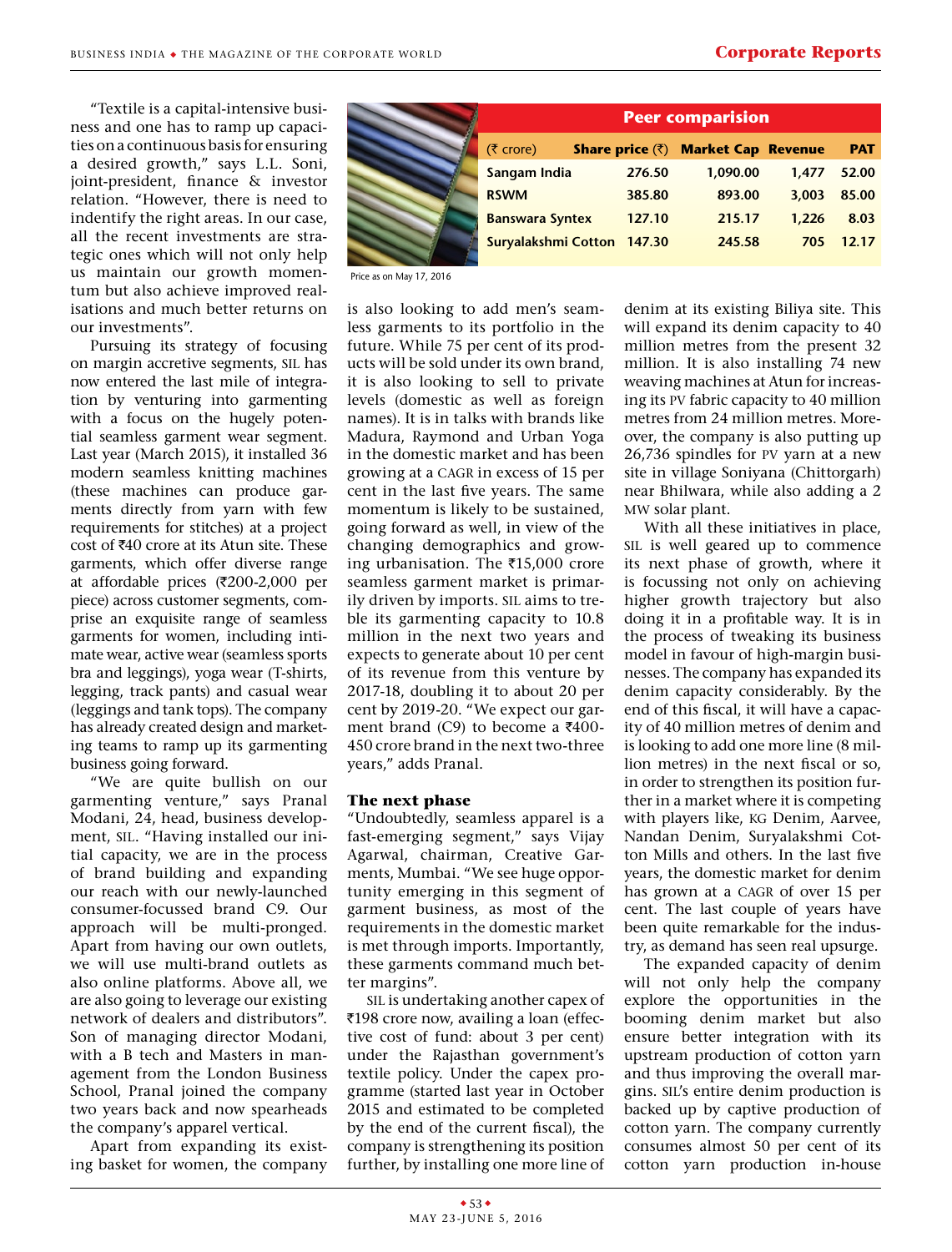"Textile is a capital-intensive business and one has to ramp up capacities on a continuous basis for ensuring a desired growth," says L.L. Soni, joint-president, finance & investor relation. "However, there is need to indentify the right areas. In our case, all the recent investments are strategic ones which will not only help us maintain our growth momentum but also achieve improved realisations and much better returns on our investments".

Pursuing its strategy of focusing on margin accretive segments, SIL has now entered the last mile of integration by venturing into garmenting with a focus on the hugely potential seamless garment wear segment. Last year (March 2015), it installed 36 modern seamless knitting machines (these machines can produce garments directly from yarn with few requirements for stitches) at a project cost of ₹40 crore at its Atun site. These garments, which offer diverse range at affordable prices (₹200-2,000 per piece) across customer segments, comprise an exquisite range of seamless garments for women, including intimate wear, active wear (seamless sports bra and leggings), yoga wear (T-shirts, legging, track pants) and casual wear (leggings and tank tops). The company has already created design and marketing teams to ramp up its garmenting business going forward.

"We are quite bullish on our garmenting venture," says Pranal Modani, 24, head, business development, SIL. "Having installed our initial capacity, we are in the process of brand building and expanding our reach with our newly-launched consumer-focussed brand C9. Our approach will be multi-pronged. Apart from having our own outlets, we will use multi-brand outlets as also online platforms. Above all, we are also going to leverage our existing network of dealers and distributors". Son of managing director Modani, with a B tech and Masters in management from the London Business School, Pranal joined the company two years back and now spearheads the company's apparel vertical.

Apart from expanding its existing basket for women, the company is also looking to add men's seamless garments to its portfolio in the future. While 75 per cent of its products will be sold under its own brand, it is also looking to sell to private levels (domestic as well as foreign names). It is in talks with brands like Madura, Raymond and Urban Yoga in the domestic market and has been growing at a CAGR in excess of 15 per cent in the last five years. The same momentum is likely to be sustained, going forward as well, in view of the changing demographics and growing urbanisation. The ₹15,000 crore seamless garment market is primarily driven by imports. SIL aims to treble its garmenting capacity to 10.8 million in the next two years and expects to generate about 10 per cent of its revenue from this venture by 2017-18, doubling it to about 20 per cent by 2019-20. "We expect our garment brand (C9) to become a ₹400-450 crore brand in the next two-three years," adds Pranal.

| Peer comparision | | | | |
|---|---|---|---|---|
| (₹ crore) | Share price (₹) | Market Cap | Revenue | PAT |
| Sangam India | 276.50 | 1,090.00 | 1,477 | 52.00 |
| RSWM | 385.80 | 893.00 | 3,003 | 85.00 |
| Banswara Syntex | 127.10 | 215.17 | 1,226 | 8.03 |
| Suryalakshmi Cotton | 147.30 | 245.58 | 705 | 12.17 |

Price as on May 17, 2016

## The next phase

"Undoubtedly, seamless apparel is a fast-emerging segment," says Vijay Agarwal, chairman, Creative Garments, Mumbai. "We see huge opportunity emerging in this segment of garment business, as most of the requirements in the domestic market is met through imports. Importantly, these garments command much better margins".

SIL is undertaking another capex of ₹198 crore now, availing a loan (effective cost of fund: about 3 per cent) under the Rajasthan government's textile policy. Under the capex programme (started last year in October 2015 and estimated to be completed by the end of the current fiscal), the company is strengthening its position further, by installing one more line of denim at its existing Biliya site. This will expand its denim capacity to 40 million metres from the present 32 million. It is also installing 74 new weaving machines at Atun for increasing its PV fabric capacity to 40 million metres from 24 million metres. Moreover, the company is also putting up 26,736 spindles for PV yarn at a new site in village Soniyana (Chittorgarh) near Bhilwara, while also adding a 2 MW solar plant.

With all these initiatives in place, SIL is well geared up to commence its next phase of growth, where it is focussing not only on achieving higher growth trajectory but also doing it in a profitable way. It is in the process of tweaking its business model in favour of high-margin businesses. The company has expanded its denim capacity considerably. By the end of this fiscal, it will have a capacity of 40 million metres of denim and is looking to add one more line (8 million metres) in the next fiscal or so, in order to strengthen its position further in a market where it is competing with players like, KG Denim, Aarvee, Nandan Denim, Suryalakshmi Cotton Mills and others. In the last five years, the domestic market for denim has grown at a CAGR of over 15 per cent. The last couple of years have been quite remarkable for the industry, as demand has seen real upsurge.

The expanded capacity of denim will not only help the company explore the opportunities in the booming denim market but also ensure better integration with its upstream production of cotton yarn and thus improving the overall margins. SIL's entire denim production is backed up by captive production of cotton yarn. The company currently consumes almost 50 per cent of its cotton yarn production in-house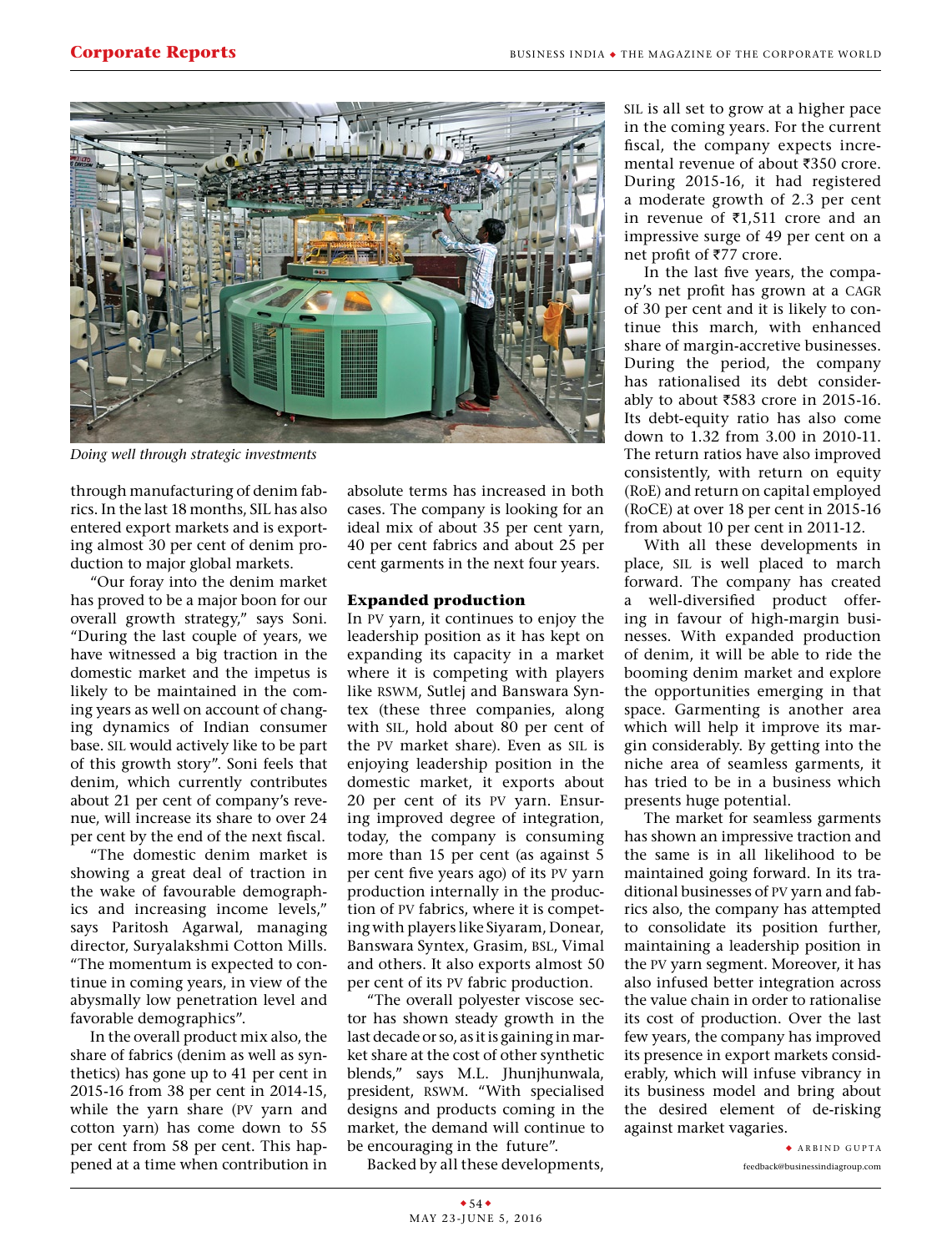*Doing well through strategic investments*

through manufacturing of denim fabrics. In the last 18 months, SIL has also entered export markets and is exporting almost 30 per cent of denim production to major global markets.

"Our foray into the denim market has proved to be a major boon for our overall growth strategy," says Soni. "During the last couple of years, we have witnessed a big traction in the domestic market and the impetus is likely to be maintained in the coming years as well on account of changing dynamics of Indian consumer base. SIL would actively like to be part of this growth story". Soni feels that denim, which currently contributes about 21 per cent of company's revenue, will increase its share to over 24 per cent by the end of the next fiscal.

"The domestic denim market is showing a great deal of traction in the wake of favourable demographics and increasing income levels," says Paritosh Agarwal, managing director, Suryalakshmi Cotton Mills. "The momentum is expected to continue in coming years, in view of the abysmally low penetration level and favorable demographics".

In the overall product mix also, the share of fabrics (denim as well as synthetics) has gone up to 41 per cent in 2015-16 from 38 per cent in 2014-15, while the yarn share (PV yarn and cotton yarn) has come down to 55 per cent from 58 per cent. This happened at a time when contribution in absolute terms has increased in both cases. The company is looking for an ideal mix of about 35 per cent yarn, 40 per cent fabrics and about 25 per cent garments in the next four years.

## Expanded production

In PV yarn, it continues to enjoy the leadership position as it has kept on expanding its capacity in a market where it is competing with players like RSWM, Sutlej and Banswara Syntex (these three companies, along with SIL, hold about 80 per cent of the PV market share). Even as SIL is enjoying leadership position in the domestic market, it exports about 20 per cent of its PV yarn. Ensuring improved degree of integration, today, the company is consuming more than 15 per cent (as against 5 per cent five years ago) of its PV yarn production internally in the production of PV fabrics, where it is competing with players like Siyaram, Donear, Banswara Syntex, Grasim, BSL, Vimal and others. It also exports almost 50 per cent of its PV fabric production.

"The overall polyester viscose sector has shown steady growth in the last decade or so, as it is gaining in market share at the cost of other synthetic blends," says M.L. Jhunjhunwala, president, RSWM. "With specialised designs and products coming in the market, the demand will continue to be encouraging in the future".

Backed by all these developments, SIL is all set to grow at a higher pace in the coming years. For the current fiscal, the company expects incremental revenue of about ₹350 crore. During 2015-16, it had registered a moderate growth of 2.3 per cent in revenue of ₹1,511 crore and an impressive surge of 49 per cent on a net profit of ₹77 crore.

In the last five years, the company's net profit has grown at a CAGR of 30 per cent and it is likely to continue this march, with enhanced share of margin-accretive businesses. During the period, the company has rationalised its debt considerably to about ₹583 crore in 2015-16. Its debt-equity ratio has also come down to 1.32 from 3.00 in 2010-11. The return ratios have also improved consistently, with return on equity (RoE) and return on capital employed (RoCE) at over 18 per cent in 2015-16 from about 10 per cent in 2011-12.

With all these developments in place, SIL is well placed to march forward. The company has created a well-diversified product offering in favour of high-margin businesses. With expanded production of denim, it will be able to ride the booming denim market and explore the opportunities emerging in that space. Garmenting is another area which will help it improve its margin considerably. By getting into the niche area of seamless garments, it has tried to be in a business which presents huge potential.

The market for seamless garments has shown an impressive traction and the same is in all likelihood to be maintained going forward. In its traditional businesses of PV yarn and fabrics also, the company has attempted to consolidate its position further, maintaining a leadership position in the PV yarn segment. Moreover, it has also infused better integration across the value chain in order to rationalise its cost of production. Over the last few years, the company has improved its presence in export markets considerably, which will infuse vibrancy in its business model and bring about the desired element of de-risking against market vagaries.

◆ ARBIND GUPTA

feedback@businessindiagroup.com